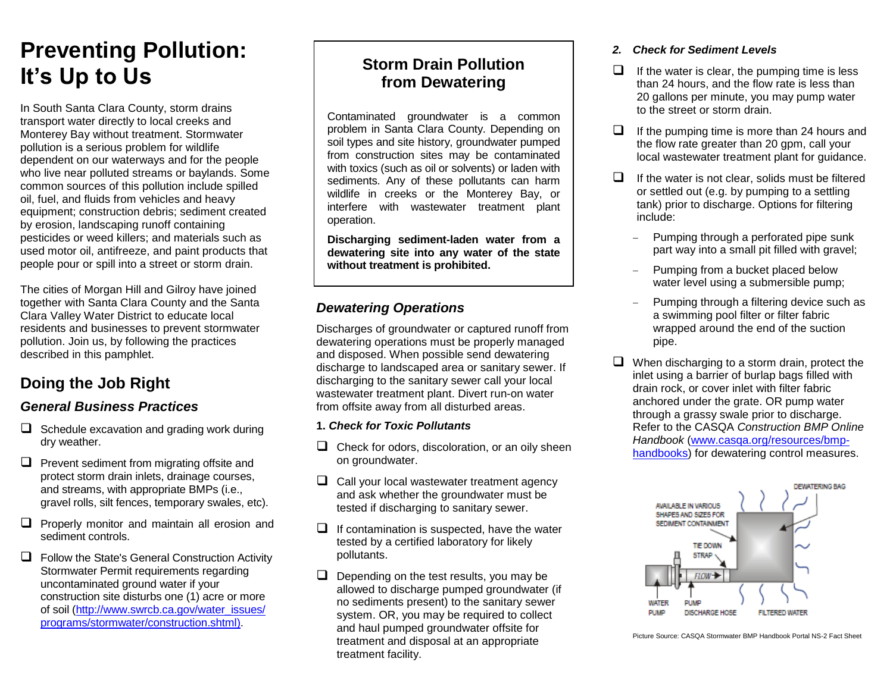# Preventing Pollution: It's Up to Us

In South Santa Clara County, storm drains transport water directly to local creeks and Monterey Bay without treatment. Stormwater pollution is a serious problem for wildlife dependent on our waterways and for the people who live near polluted streams or baylands. Some common sources of this pollution include spilled oil, fuel, and fluids from vehicles and heavy equipment; construction debris; sediment created by erosion, landscaping runoff containing pesticides or weed killers; and materials such as used motor oil, antifreeze, and paint products that people pour or spill into a street or storm drain.

The cities of Morgan Hill and Gilroy have joined together with Santa Clara County and the Santa Clara Valley Water District to educate local residents and businesses to prevent stormwater pollution. Join us, by following the practices described in this pamphlet.

## Doing the Job Right

### *General Business Practices*

- ❑ Schedule excavation and grading work during dry weather.
- ❑ Prevent sediment from migrating offsite and protect storm drain inlets, drainage courses, and streams, with appropriate BMPs (i.e., gravel rolls, silt fences, temporary swales, etc).
- ❑ Properly monitor and maintain all erosion and sediment controls.
- ❑ Follow the State's General Construction Activity Stormwater Permit requirements regarding uncontaminated ground water if your construction site disturbs one (1) acre or more of soil (http://www.swrcb.ca.gov/water_issues/programs/stormwater/construction.shtml).

## Storm Drain Pollution from Dewatering

Contaminated groundwater is a common problem in Santa Clara County. Depending on soil types and site history, groundwater pumped from construction sites may be contaminated with toxics (such as oil or solvents) or laden with sediments. Any of these pollutants can harm wildlife in creeks or the Monterey Bay, or interfere with wastewater treatment plant operation.

**Discharging sediment-laden water from a dewatering site into any water of the state without treatment is prohibited.**

### *Dewatering Operations*

Discharges of groundwater or captured runoff from dewatering operations must be properly managed and disposed. When possible send dewatering discharge to landscaped area or sanitary sewer. If discharging to the sanitary sewer call your local wastewater treatment plant. Divert run-on water from offsite away from all disturbed areas.

**1. *Check for Toxic Pollutants***

- ❑ Check for odors, discoloration, or an oily sheen on groundwater.
- ❑ Call your local wastewater treatment agency and ask whether the groundwater must be tested if discharging to sanitary sewer.
- ❑ If contamination is suspected, have the water tested by a certified laboratory for likely pollutants.
- ❑ Depending on the test results, you may be allowed to discharge pumped groundwater (if no sediments present) to the sanitary sewer system. OR, you may be required to collect and haul pumped groundwater offsite for treatment and disposal at an appropriate treatment facility.

***2. Check for Sediment Levels***

- ❑ If the water is clear, the pumping time is less than 24 hours, and the flow rate is less than 20 gallons per minute, you may pump water to the street or storm drain.
- ❑ If the pumping time is more than 24 hours and the flow rate greater than 20 gpm, call your local wastewater treatment plant for guidance.
- ❑ If the water is not clear, solids must be filtered or settled out (e.g. by pumping to a settling tank) prior to discharge. Options for filtering include:
  - Pumping through a perforated pipe sunk part way into a small pit filled with gravel;
  - Pumping from a bucket placed below water level using a submersible pump;
  - Pumping through a filtering device such as a swimming pool filter or filter fabric wrapped around the end of the suction pipe.
- ❑ When discharging to a storm drain, protect the inlet using a barrier of burlap bags filled with drain rock, or cover inlet with filter fabric anchored under the grate. OR pump water through a grassy swale prior to discharge. Refer to the CASQA *Construction BMP Online Handbook* (www.casqa.org/resources/bmp-handbooks) for dewatering control measures.

Picture Source: CASQA Stormwater BMP Handbook Portal NS-2 Fact Sheet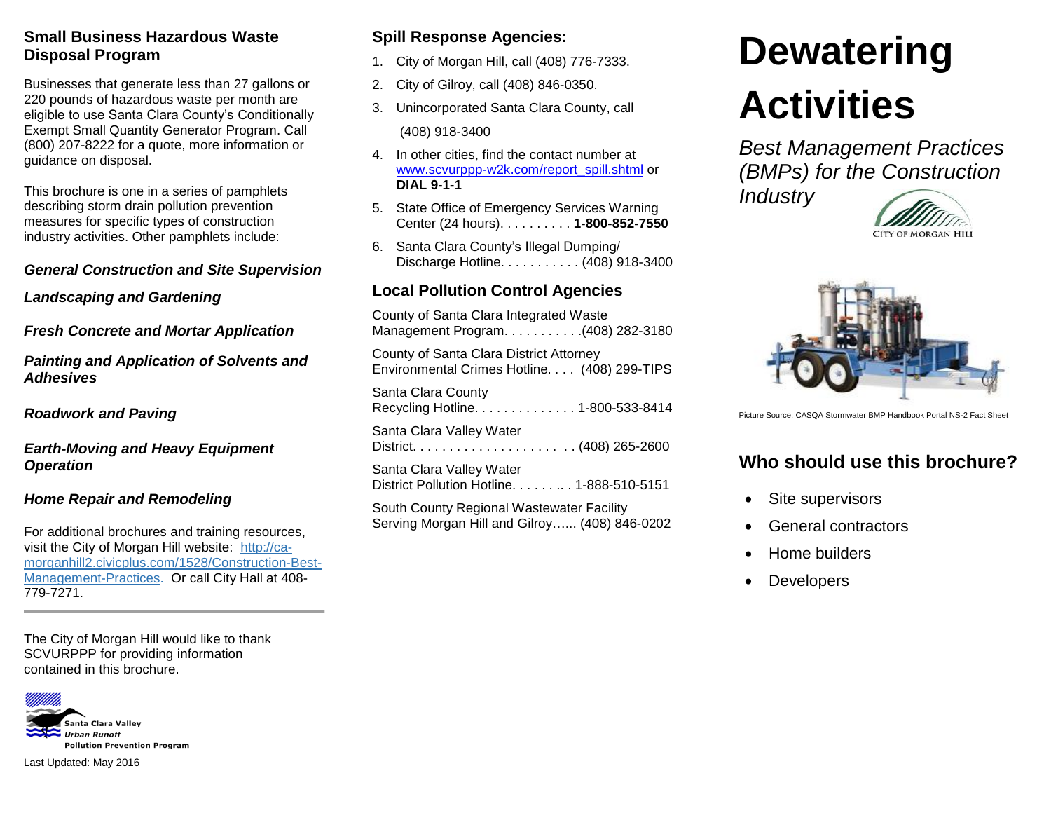## Small Business Hazardous Waste Disposal Program

Businesses that generate less than 27 gallons or 220 pounds of hazardous waste per month are eligible to use Santa Clara County's Conditionally Exempt Small Quantity Generator Program. Call (800) 207-8222 for a quote, more information or guidance on disposal.

This brochure is one in a series of pamphlets describing storm drain pollution prevention measures for specific types of construction industry activities. Other pamphlets include:

***General Construction and Site Supervision***

***Landscaping and Gardening***

***Fresh Concrete and Mortar Application***

***Painting and Application of Solvents and Adhesives***

***Roadwork and Paving***

***Earth-Moving and Heavy Equipment Operation***

***Home Repair and Remodeling***

For additional brochures and training resources, visit the City of Morgan Hill website: http://ca-morganhill2.civicplus.com/1528/Construction-Best-Management-Practices. Or call City Hall at 408-779-7271.

---

The City of Morgan Hill would like to thank SCVURPPP for providing information contained in this brochure.

Santa Clara Valley Urban Runoff Pollution Prevention Program

Last Updated: May 2016

## Spill Response Agencies:

1. City of Morgan Hill, call (408) 776-7333.
2. City of Gilroy, call (408) 846-0350.
3. Unincorporated Santa Clara County, call (408) 918-3400
4. In other cities, find the contact number at www.scvurppp-w2k.com/report_spill.shtml or **DIAL 9-1-1**
5. State Office of Emergency Services Warning Center (24 hours). . . . . . . . . . **1-800-852-7550**
6. Santa Clara County's Illegal Dumping/ Discharge Hotline. . . . . . . . . . . (408) 918-3400

## Local Pollution Control Agencies

County of Santa Clara Integrated Waste Management Program. . . . . . . . . . .(408) 282-3180

County of Santa Clara District Attorney Environmental Crimes Hotline. . . . (408) 299-TIPS

Santa Clara County Recycling Hotline. . . . . . . . . . . . . . 1-800-533-8414

Santa Clara Valley Water District. . . . . . . . . . . . . . . . . . . . . . . (408) 265-2600

Santa Clara Valley Water District Pollution Hotline. . . . . . .. . 1-888-510-5151

South County Regional Wastewater Facility Serving Morgan Hill and Gilroy…... (408) 846-0202

# Dewatering Activities

*Best Management Practices (BMPs) for the Construction Industry*

CITY OF MORGAN HILL

Picture Source: CASQA Stormwater BMP Handbook Portal NS-2 Fact Sheet

## Who should use this brochure?

- Site supervisors
- General contractors
- Home builders
- Developers